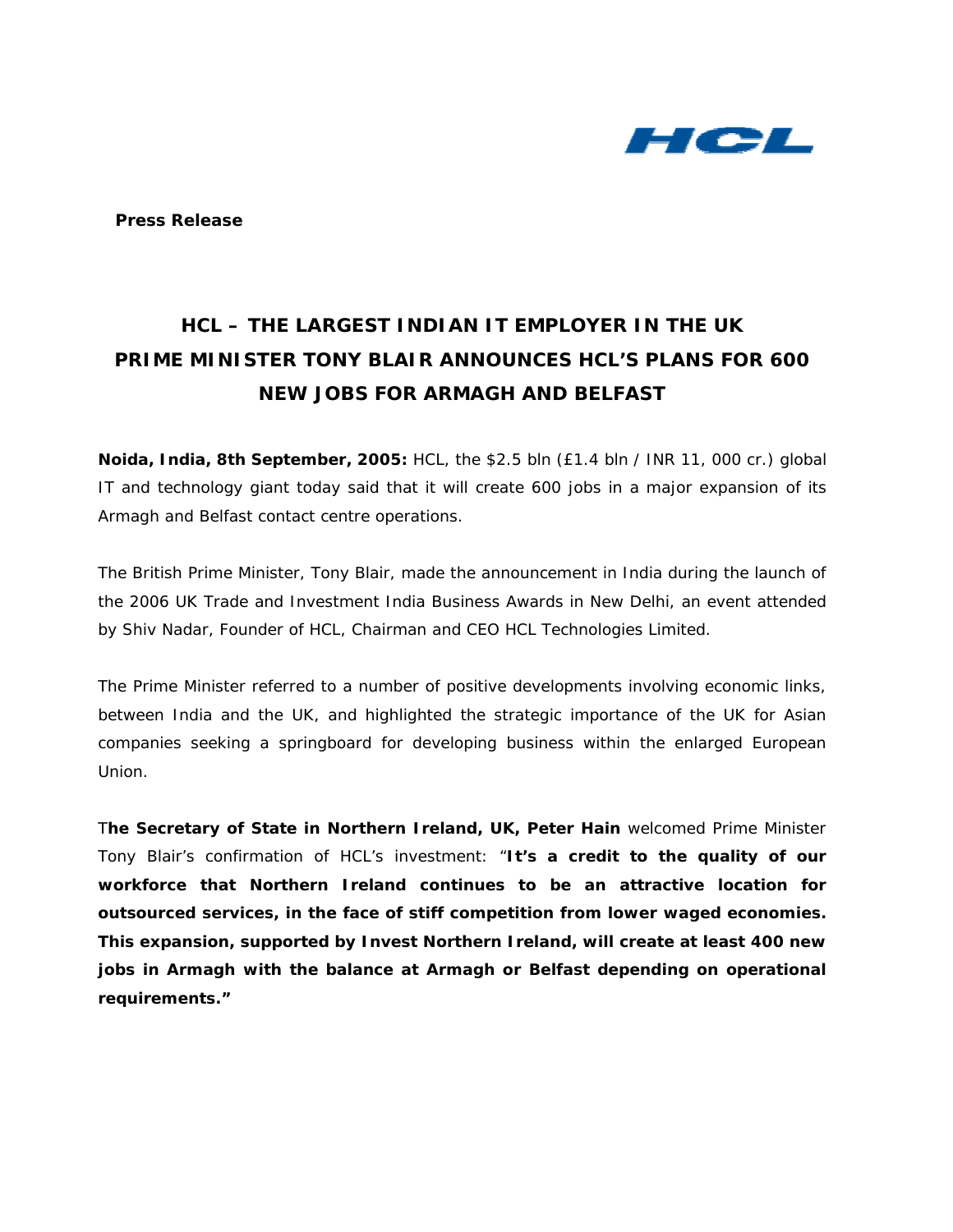HCL

**Press Release**

# HCL – THE LARGEST INDIAN IT EMPLOYER IN THE UK
# PRIME MINISTER TONY BLAIR ANNOUNCES HCL'S PLANS FOR 600 NEW JOBS FOR ARMAGH AND BELFAST

**Noida, India, 8th September, 2005:** HCL, the $2.5 bln (£1.4 bln / INR 11, 000 cr.) global IT and technology giant today said that it will create 600 jobs in a major expansion of its Armagh and Belfast contact centre operations.

The British Prime Minister, Tony Blair, made the announcement in India during the launch of the 2006 UK Trade and Investment India Business Awards in New Delhi, an event attended by Shiv Nadar, Founder of HCL, Chairman and CEO HCL Technologies Limited.

The Prime Minister referred to a number of positive developments involving economic links, between India and the UK, and highlighted the strategic importance of the UK for Asian companies seeking a springboard for developing business within the enlarged European Union.

T**he Secretary of State in Northern Ireland, UK, Peter Hain** welcomed Prime Minister Tony Blair's confirmation of HCL's investment: "**It's a credit to the quality of our workforce that Northern Ireland continues to be an attractive location for outsourced services, in the face of stiff competition from lower waged economies. This expansion, supported by Invest Northern Ireland, will create at least 400 new jobs in Armagh with the balance at Armagh or Belfast depending on operational requirements."**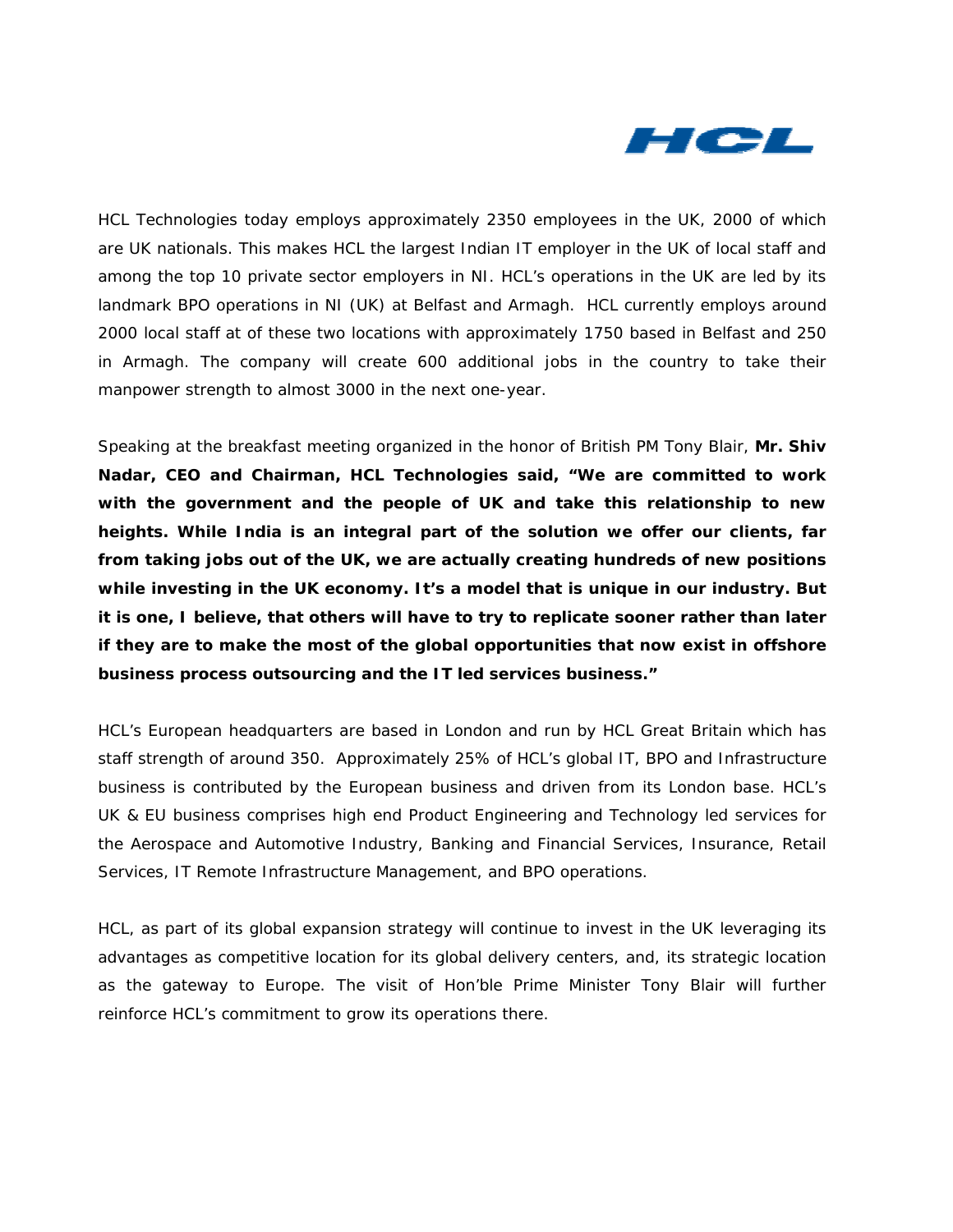HCL Technologies today employs approximately 2350 employees in the UK, 2000 of which are UK nationals. This makes HCL the largest Indian IT employer in the UK of local staff and among the top 10 private sector employers in NI. HCL's operations in the UK are led by its landmark BPO operations in NI (UK) at Belfast and Armagh. HCL currently employs around 2000 local staff at of these two locations with approximately 1750 based in Belfast and 250 in Armagh. The company will create 600 additional jobs in the country to take their manpower strength to almost 3000 in the next one-year.

Speaking at the breakfast meeting organized in the honor of British PM Tony Blair, **Mr. Shiv Nadar, CEO and Chairman, HCL Technologies said, "We are committed to work with the government and the people of UK and take this relationship to new heights. While India is an integral part of the solution we offer our clients, far from taking jobs out of the UK, we are actually creating hundreds of new positions while investing in the UK economy. It's a model that is unique in our industry. But it is one, I believe, that others will have to try to replicate sooner rather than later if they are to make the most of the global opportunities that now exist in offshore business process outsourcing and the IT led services business."**

HCL's European headquarters are based in London and run by HCL Great Britain which has staff strength of around 350. Approximately 25% of HCL's global IT, BPO and Infrastructure business is contributed by the European business and driven from its London base. HCL's UK & EU business comprises high end Product Engineering and Technology led services for the Aerospace and Automotive Industry, Banking and Financial Services, Insurance, Retail Services, IT Remote Infrastructure Management, and BPO operations.

HCL, as part of its global expansion strategy will continue to invest in the UK leveraging its advantages as competitive location for its global delivery centers, and, its strategic location as the gateway to Europe. The visit of Hon'ble Prime Minister Tony Blair will further reinforce HCL's commitment to grow its operations there.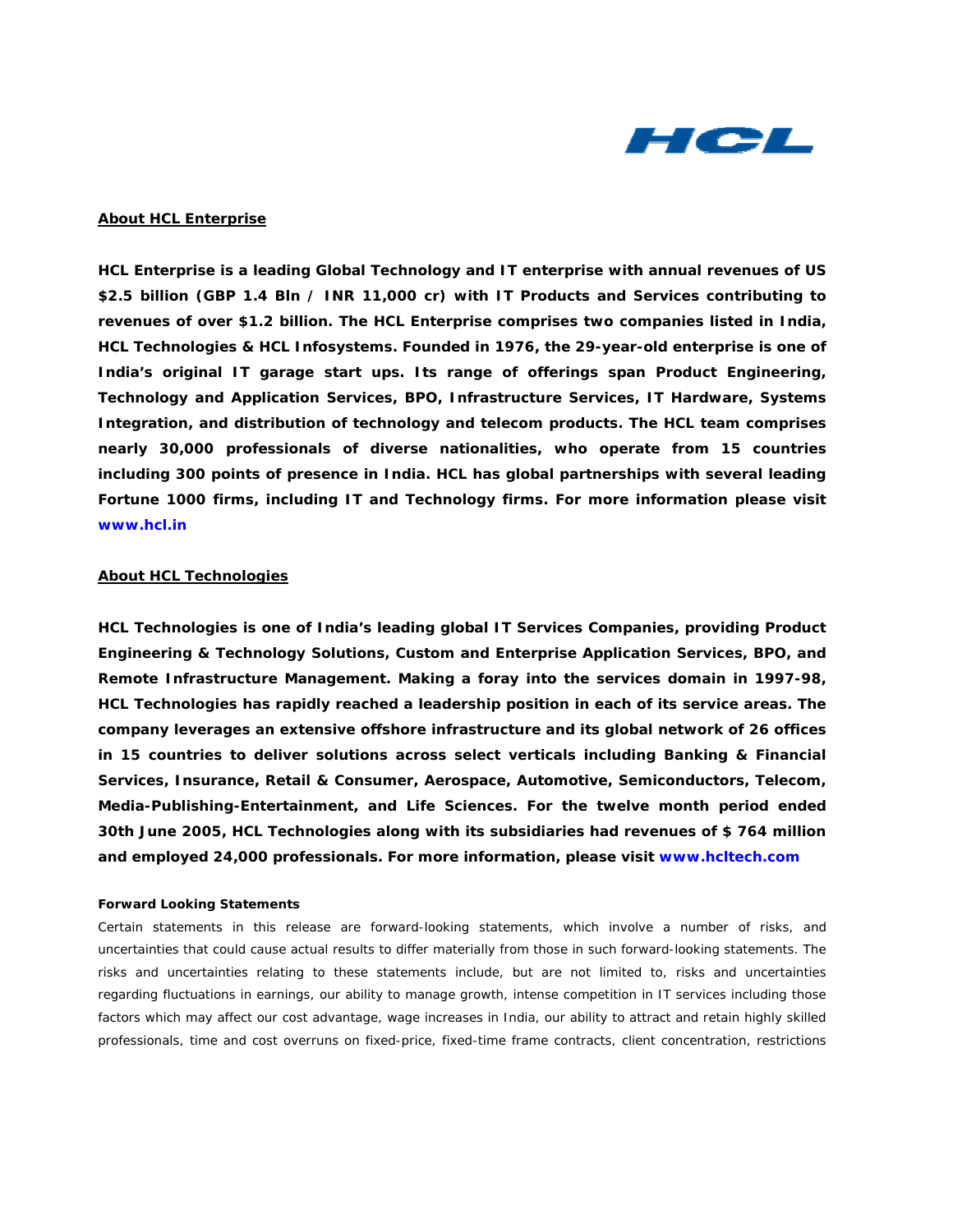## About HCL Enterprise

**HCL Enterprise is a leading Global Technology and IT enterprise with annual revenues of US $2.5 billion (GBP 1.4 Bln / INR 11,000 cr) with IT Products and Services contributing to revenues of over $1.2 billion. The HCL Enterprise comprises two companies listed in India, HCL Technologies & HCL Infosystems. Founded in 1976, the 29-year-old enterprise is one of India's original IT garage start ups. Its range of offerings span Product Engineering, Technology and Application Services, BPO, Infrastructure Services, IT Hardware, Systems Integration, and distribution of technology and telecom products. The HCL team comprises nearly 30,000 professionals of diverse nationalities, who operate from 15 countries including 300 points of presence in India. HCL has global partnerships with several leading Fortune 1000 firms, including IT and Technology firms. For more information please visit www.hcl.in**

## About HCL Technologies

**HCL Technologies is one of India's leading global IT Services Companies, providing Product Engineering & Technology Solutions, Custom and Enterprise Application Services, BPO, and Remote Infrastructure Management. Making a foray into the services domain in 1997-98, HCL Technologies has rapidly reached a leadership position in each of its service areas. The company leverages an extensive offshore infrastructure and its global network of 26 offices in 15 countries to deliver solutions across select verticals including Banking & Financial Services, Insurance, Retail & Consumer, Aerospace, Automotive, Semiconductors, Telecom, Media-Publishing-Entertainment, and Life Sciences. For the twelve month period ended 30th June 2005, HCL Technologies along with its subsidiaries had revenues of $ 764 million and employed 24,000 professionals. For more information, please visit www.hcltech.com**

**Forward Looking Statements**

Certain statements in this release are forward-looking statements, which involve a number of risks, and uncertainties that could cause actual results to differ materially from those in such forward-looking statements. The risks and uncertainties relating to these statements include, but are not limited to, risks and uncertainties regarding fluctuations in earnings, our ability to manage growth, intense competition in IT services including those factors which may affect our cost advantage, wage increases in India, our ability to attract and retain highly skilled professionals, time and cost overruns on fixed-price, fixed-time frame contracts, client concentration, restrictions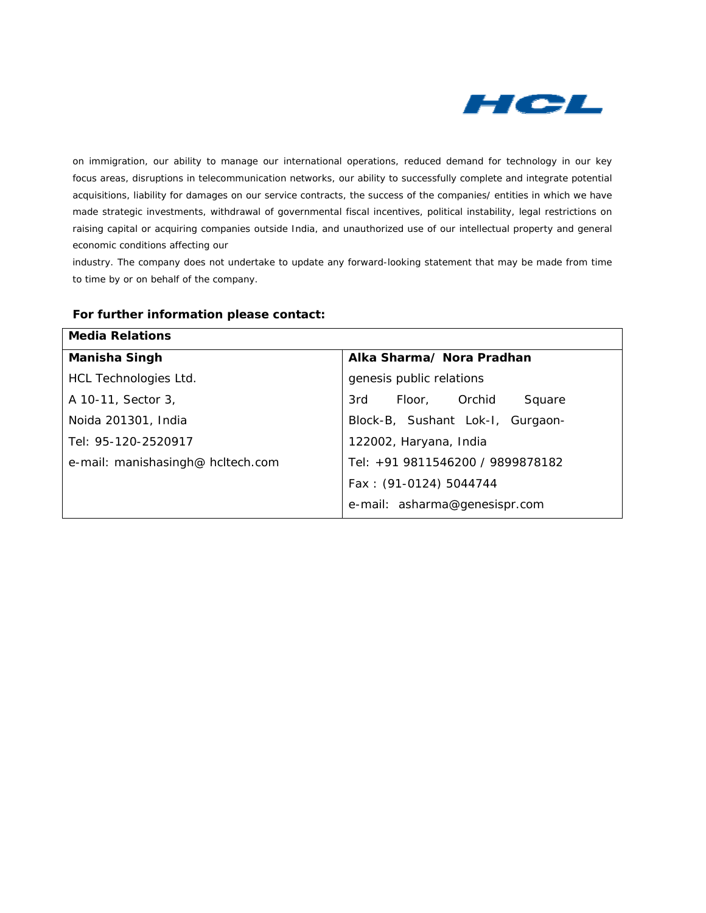on immigration, our ability to manage our international operations, reduced demand for technology in our key focus areas, disruptions in telecommunication networks, our ability to successfully complete and integrate potential acquisitions, liability for damages on our service contracts, the success of the companies/ entities in which we have made strategic investments, withdrawal of governmental fiscal incentives, political instability, legal restrictions on raising capital or acquiring companies outside India, and unauthorized use of our intellectual property and general economic conditions affecting our

industry. The company does not undertake to update any forward-looking statement that may be made from time to time by or on behalf of the company.

**For further information please contact:**

| **Media Relations** | |
|---|---|
| **Manisha Singh** | **Alka Sharma/ Nora Pradhan** |
| HCL Technologies Ltd. | genesis public relations |
| A 10-11, Sector 3, | 3rd Floor, Orchid Square |
| Noida 201301, India | Block-B, Sushant Lok-I, Gurgaon- |
| Tel: 95-120-2520917 | 122002, Haryana, India |
| e-mail: manishasingh@ hcltech.com | Tel: +91 9811546200 / 9899878182 |
| | Fax : (91-0124) 5044744 |
| | e-mail: asharma@genesispr.com |